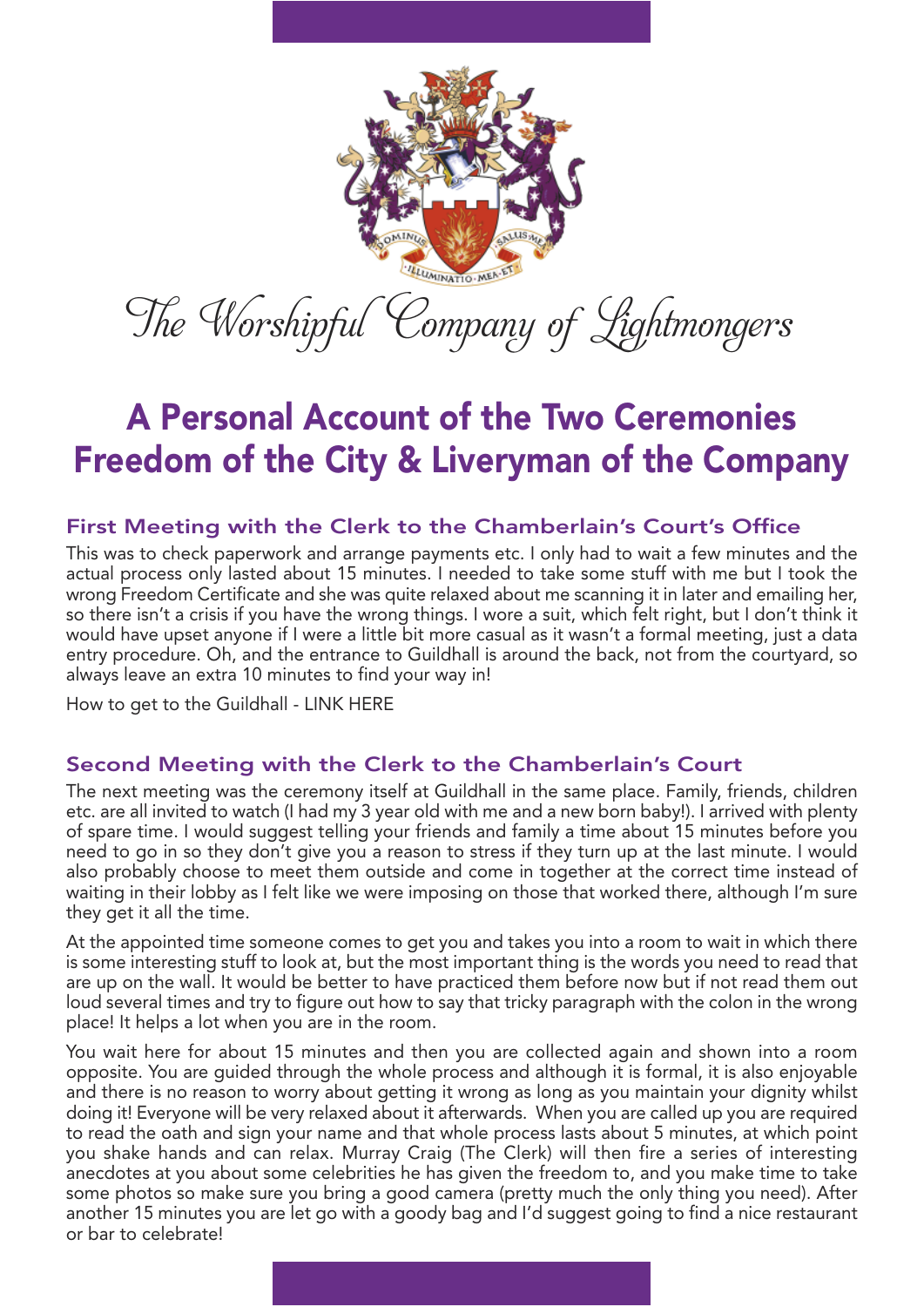The Worshipful Company of Lightmongers

# A Personal Account of the Two Ceremonies Freedom of the City & Liveryman of the Company

### First Meeting with the Clerk to the Chamberlain's Court's Office

This was to check paperwork and arrange payments etc. I only had to wait a few minutes and the actual process only lasted about 15 minutes. I needed to take some stuff with me but I took the wrong Freedom Certificate and she was quite relaxed about me scanning it in later and emailing her, so there isn't a crisis if you have the wrong things. I wore a suit, which felt right, but I don't think it would have upset anyone if I were a little bit more casual as it wasn't a formal meeting, just a data entry procedure. Oh, and the entrance to Guildhall is around the back, not from the courtyard, so always leave an extra 10 minutes to find your way in!

How to get to the Guildhall - LINK HERE

### Second Meeting with the Clerk to the Chamberlain's Court

The next meeting was the ceremony itself at Guildhall in the same place. Family, friends, children etc. are all invited to watch (I had my 3 year old with me and a new born baby!). I arrived with plenty of spare time. I would suggest telling your friends and family a time about 15 minutes before you need to go in so they don't give you a reason to stress if they turn up at the last minute. I would also probably choose to meet them outside and come in together at the correct time instead of waiting in their lobby as I felt like we were imposing on those that worked there, although I'm sure they get it all the time.

At the appointed time someone comes to get you and takes you into a room to wait in which there is some interesting stuff to look at, but the most important thing is the words you need to read that are up on the wall. It would be better to have practiced them before now but if not read them out loud several times and try to figure out how to say that tricky paragraph with the colon in the wrong place! It helps a lot when you are in the room.

You wait here for about 15 minutes and then you are collected again and shown into a room opposite. You are guided through the whole process and although it is formal, it is also enjoyable and there is no reason to worry about getting it wrong as long as you maintain your dignity whilst doing it! Everyone will be very relaxed about it afterwards. When you are called up you are required to read the oath and sign your name and that whole process lasts about 5 minutes, at which point you shake hands and can relax. Murray Craig (The Clerk) will then fire a series of interesting anecdotes at you about some celebrities he has given the freedom to, and you make time to take some photos so make sure you bring a good camera (pretty much the only thing you need). After another 15 minutes you are let go with a goody bag and I'd suggest going to find a nice restaurant or bar to celebrate!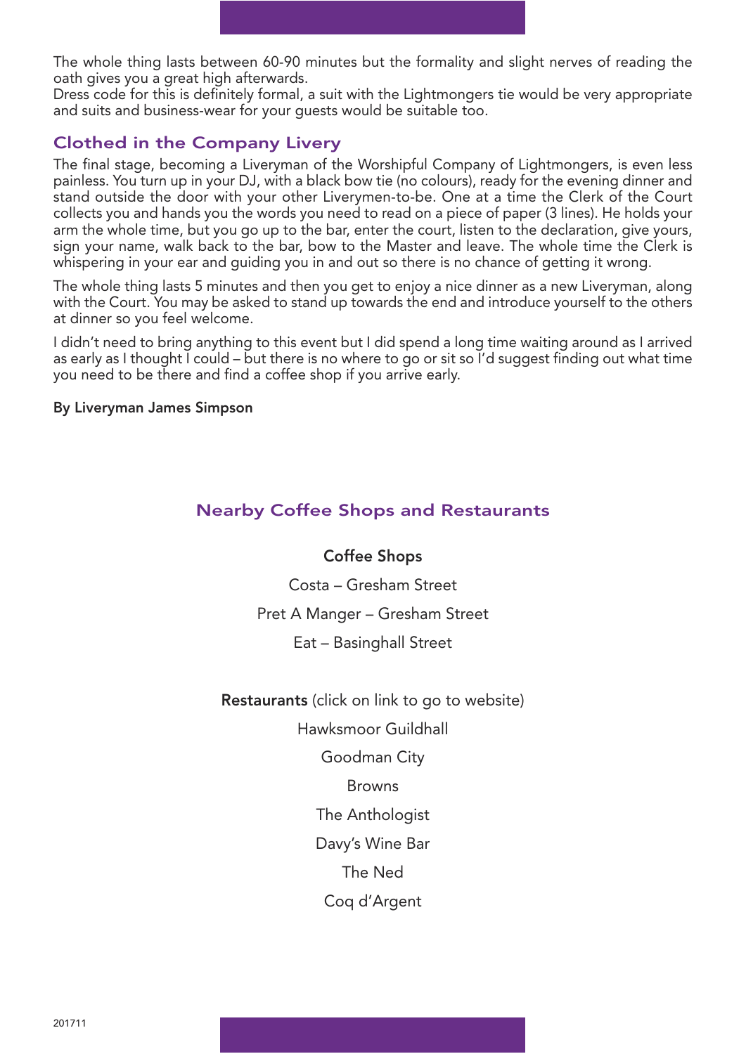The whole thing lasts between 60-90 minutes but the formality and slight nerves of reading the oath gives you a great high afterwards.
Dress code for this is definitely formal, a suit with the Lightmongers tie would be very appropriate and suits and business-wear for your guests would be suitable too.

## Clothed in the Company Livery

The final stage, becoming a Liveryman of the Worshipful Company of Lightmongers, is even less painless. You turn up in your DJ, with a black bow tie (no colours), ready for the evening dinner and stand outside the door with your other Liverymen-to-be. One at a time the Clerk of the Court collects you and hands you the words you need to read on a piece of paper (3 lines). He holds your arm the whole time, but you go up to the bar, enter the court, listen to the declaration, give yours, sign your name, walk back to the bar, bow to the Master and leave. The whole time the Clerk is whispering in your ear and guiding you in and out so there is no chance of getting it wrong.

The whole thing lasts 5 minutes and then you get to enjoy a nice dinner as a new Liveryman, along with the Court. You may be asked to stand up towards the end and introduce yourself to the others at dinner so you feel welcome.

I didn't need to bring anything to this event but I did spend a long time waiting around as I arrived as early as I thought I could – but there is no where to go or sit so I'd suggest finding out what time you need to be there and find a coffee shop if you arrive early.

**By Liveryman James Simpson**

## Nearby Coffee Shops and Restaurants

**Coffee Shops**

Costa – Gresham Street

Pret A Manger – Gresham Street

Eat – Basinghall Street

**Restaurants** (click on link to go to website)

Hawksmoor Guildhall

Goodman City

Browns

The Anthologist

Davy's Wine Bar

The Ned

Coq d'Argent

201711